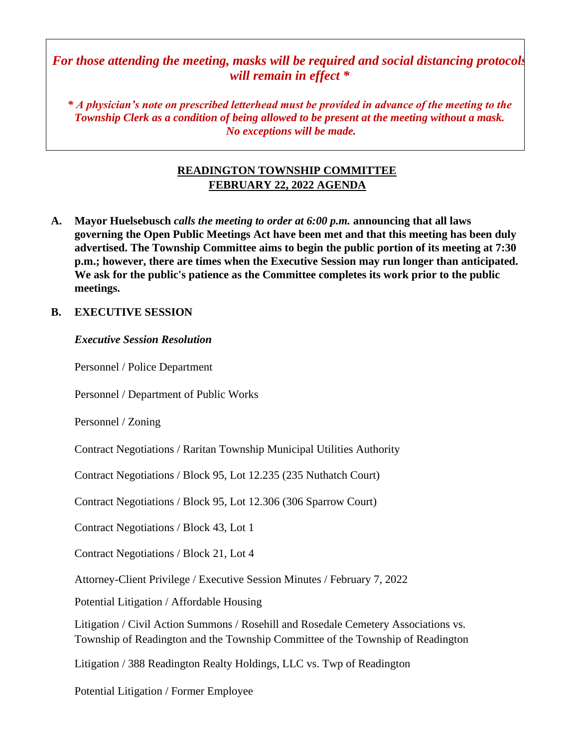***For those attending the meeting, masks will be required and social distancing protocols will remain in effect \****

***\* A physician's note on prescribed letterhead must be provided in advance of the meeting to the Township Clerk as a condition of being allowed to be present at the meeting without a mask. No exceptions will be made.***

## READINGTON TOWNSHIP COMMITTEE
## FEBRUARY 22, 2022 AGENDA

**A. Mayor Huelsebusch *calls the meeting to order at 6:00 p.m.* announcing that all laws governing the Open Public Meetings Act have been met and that this meeting has been duly advertised. The Township Committee aims to begin the public portion of its meeting at 7:30 p.m.; however, there are times when the Executive Session may run longer than anticipated. We ask for the public's patience as the Committee completes its work prior to the public meetings.**

**B. EXECUTIVE SESSION**

***Executive Session Resolution***

Personnel / Police Department

Personnel / Department of Public Works

Personnel / Zoning

Contract Negotiations / Raritan Township Municipal Utilities Authority

Contract Negotiations / Block 95, Lot 12.235 (235 Nuthatch Court)

Contract Negotiations / Block 95, Lot 12.306 (306 Sparrow Court)

Contract Negotiations / Block 43, Lot 1

Contract Negotiations / Block 21, Lot 4

Attorney-Client Privilege / Executive Session Minutes / February 7, 2022

Potential Litigation / Affordable Housing

Litigation / Civil Action Summons / Rosehill and Rosedale Cemetery Associations vs. Township of Readington and the Township Committee of the Township of Readington

Litigation / 388 Readington Realty Holdings, LLC vs. Twp of Readington

Potential Litigation / Former Employee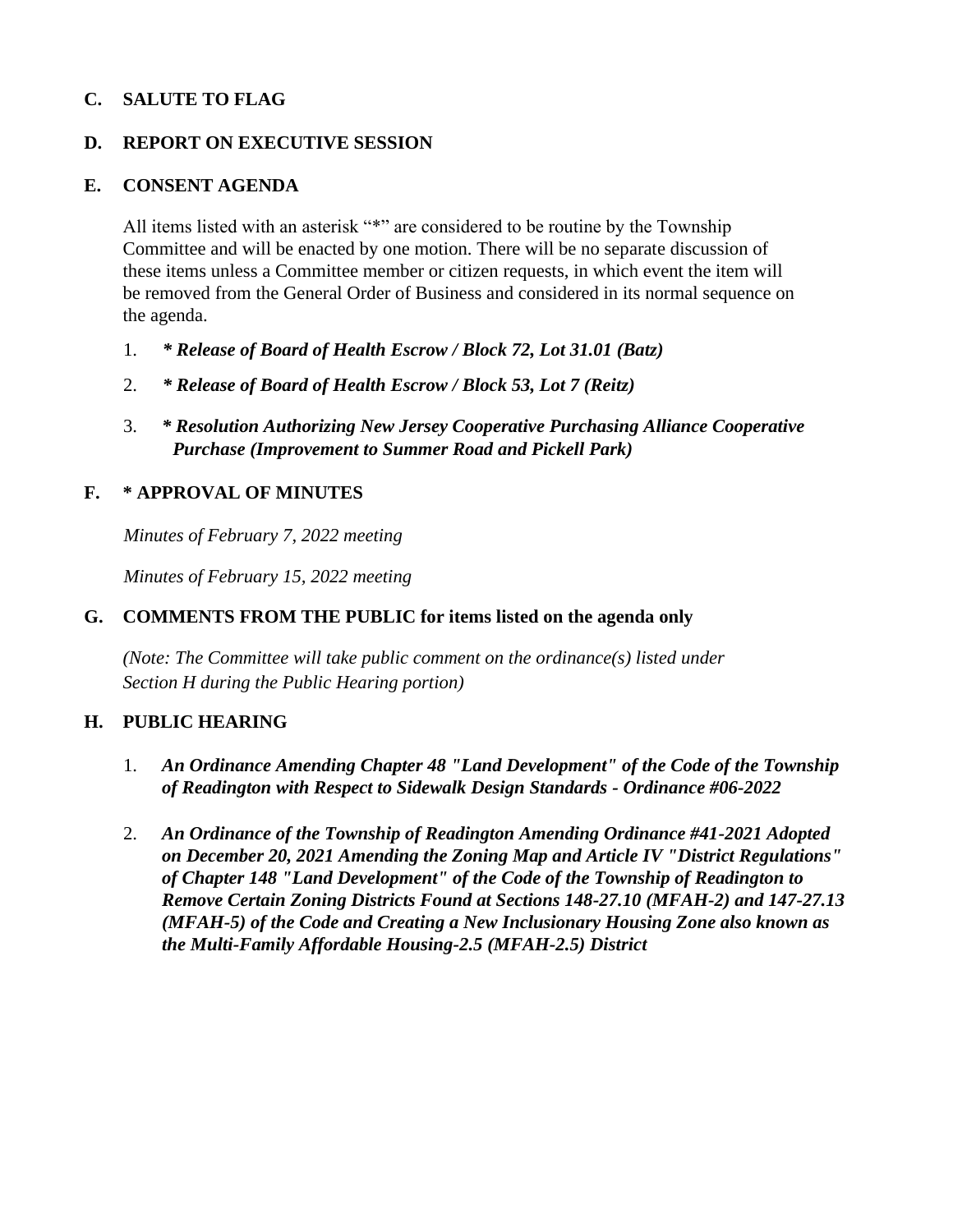**C. SALUTE TO FLAG**

**D. REPORT ON EXECUTIVE SESSION**

**E. CONSENT AGENDA**

All items listed with an asterisk "*" are considered to be routine by the Township Committee and will be enacted by one motion. There will be no separate discussion of these items unless a Committee member or citizen requests, in which event the item will be removed from the General Order of Business and considered in its normal sequence on the agenda.

1. ***\* Release of Board of Health Escrow / Block 72, Lot 31.01 (Batz)***
2. ***\* Release of Board of Health Escrow / Block 53, Lot 7 (Reitz)***
3. ***\* Resolution Authorizing New Jersey Cooperative Purchasing Alliance Cooperative Purchase (Improvement to Summer Road and Pickell Park)***

**F. * APPROVAL OF MINUTES**

*Minutes of February 7, 2022 meeting*

*Minutes of February 15, 2022 meeting*

**G. COMMENTS FROM THE PUBLIC for items listed on the agenda only**

*(Note: The Committee will take public comment on the ordinance(s) listed under Section H during the Public Hearing portion)*

**H. PUBLIC HEARING**

1. ***An Ordinance Amending Chapter 48 "Land Development" of the Code of the Township of Readington with Respect to Sidewalk Design Standards - Ordinance #06-2022***
2. ***An Ordinance of the Township of Readington Amending Ordinance #41-2021 Adopted on December 20, 2021 Amending the Zoning Map and Article IV "District Regulations" of Chapter 148 "Land Development" of the Code of the Township of Readington to Remove Certain Zoning Districts Found at Sections 148-27.10 (MFAH-2) and 147-27.13 (MFAH-5) of the Code and Creating a New Inclusionary Housing Zone also known as the Multi-Family Affordable Housing-2.5 (MFAH-2.5) District***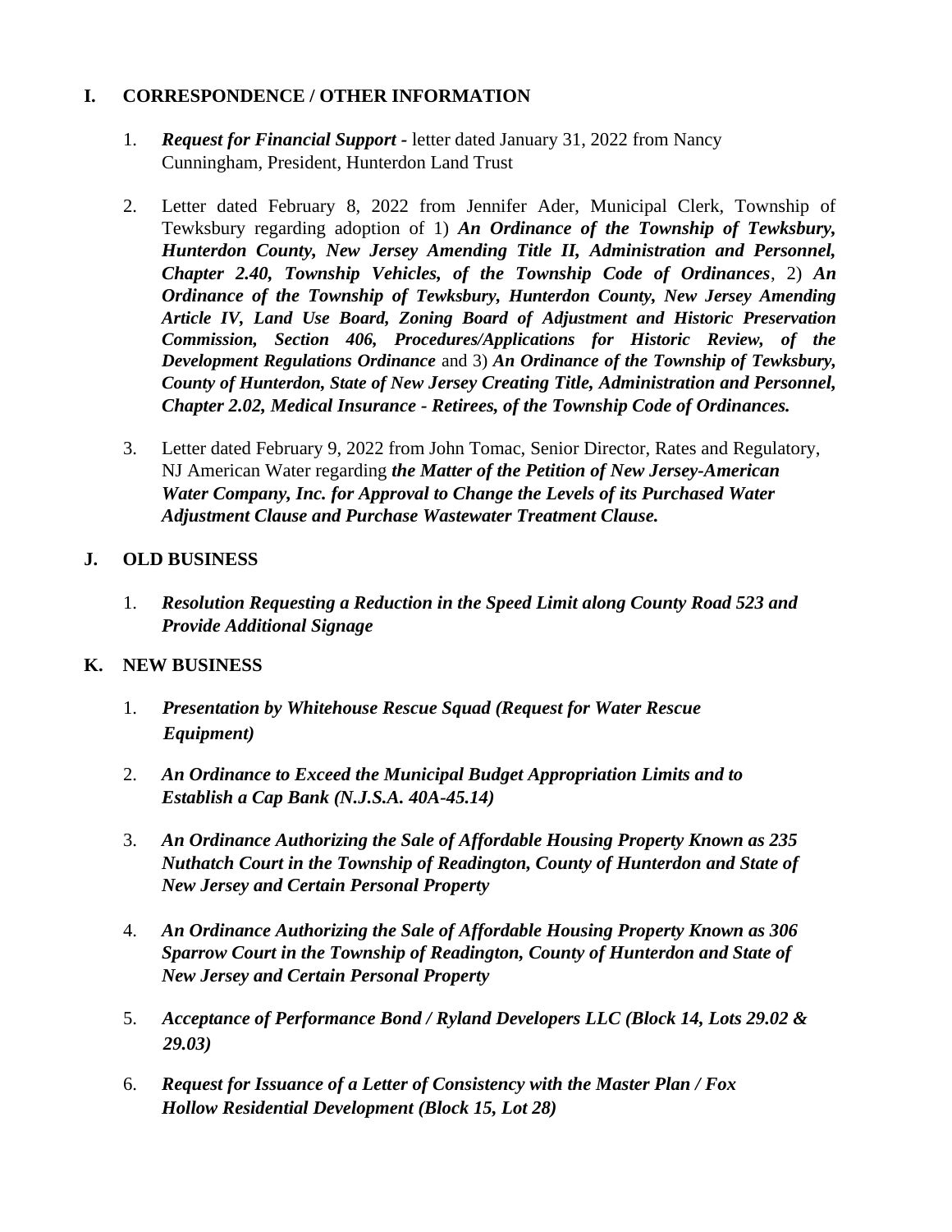## I. CORRESPONDENCE / OTHER INFORMATION

1. ***Request for Financial Support -*** letter dated January 31, 2022 from Nancy Cunningham, President, Hunterdon Land Trust

2. Letter dated February 8, 2022 from Jennifer Ader, Municipal Clerk, Township of Tewksbury regarding adoption of 1) ***An Ordinance of the Township of Tewksbury, Hunterdon County, New Jersey Amending Title II, Administration and Personnel, Chapter 2.40, Township Vehicles, of the Township Code of Ordinances***, 2) ***An Ordinance of the Township of Tewksbury, Hunterdon County, New Jersey Amending Article IV, Land Use Board, Zoning Board of Adjustment and Historic Preservation Commission, Section 406, Procedures/Applications for Historic Review, of the Development Regulations Ordinance*** and 3) ***An Ordinance of the Township of Tewksbury, County of Hunterdon, State of New Jersey Creating Title, Administration and Personnel, Chapter 2.02, Medical Insurance - Retirees, of the Township Code of Ordinances.***

3. Letter dated February 9, 2022 from John Tomac, Senior Director, Rates and Regulatory, NJ American Water regarding ***the Matter of the Petition of New Jersey-American Water Company, Inc. for Approval to Change the Levels of its Purchased Water Adjustment Clause and Purchase Wastewater Treatment Clause.***

## J. OLD BUSINESS

1. ***Resolution Requesting a Reduction in the Speed Limit along County Road 523 and Provide Additional Signage***

## K. NEW BUSINESS

1. ***Presentation by Whitehouse Rescue Squad (Request for Water Rescue Equipment)***

2. ***An Ordinance to Exceed the Municipal Budget Appropriation Limits and to Establish a Cap Bank (N.J.S.A. 40A-45.14)***

3. ***An Ordinance Authorizing the Sale of Affordable Housing Property Known as 235 Nuthatch Court in the Township of Readington, County of Hunterdon and State of New Jersey and Certain Personal Property***

4. ***An Ordinance Authorizing the Sale of Affordable Housing Property Known as 306 Sparrow Court in the Township of Readington, County of Hunterdon and State of New Jersey and Certain Personal Property***

5. ***Acceptance of Performance Bond / Ryland Developers LLC (Block 14, Lots 29.02 & 29.03)***

6. ***Request for Issuance of a Letter of Consistency with the Master Plan / Fox Hollow Residential Development (Block 15, Lot 28)***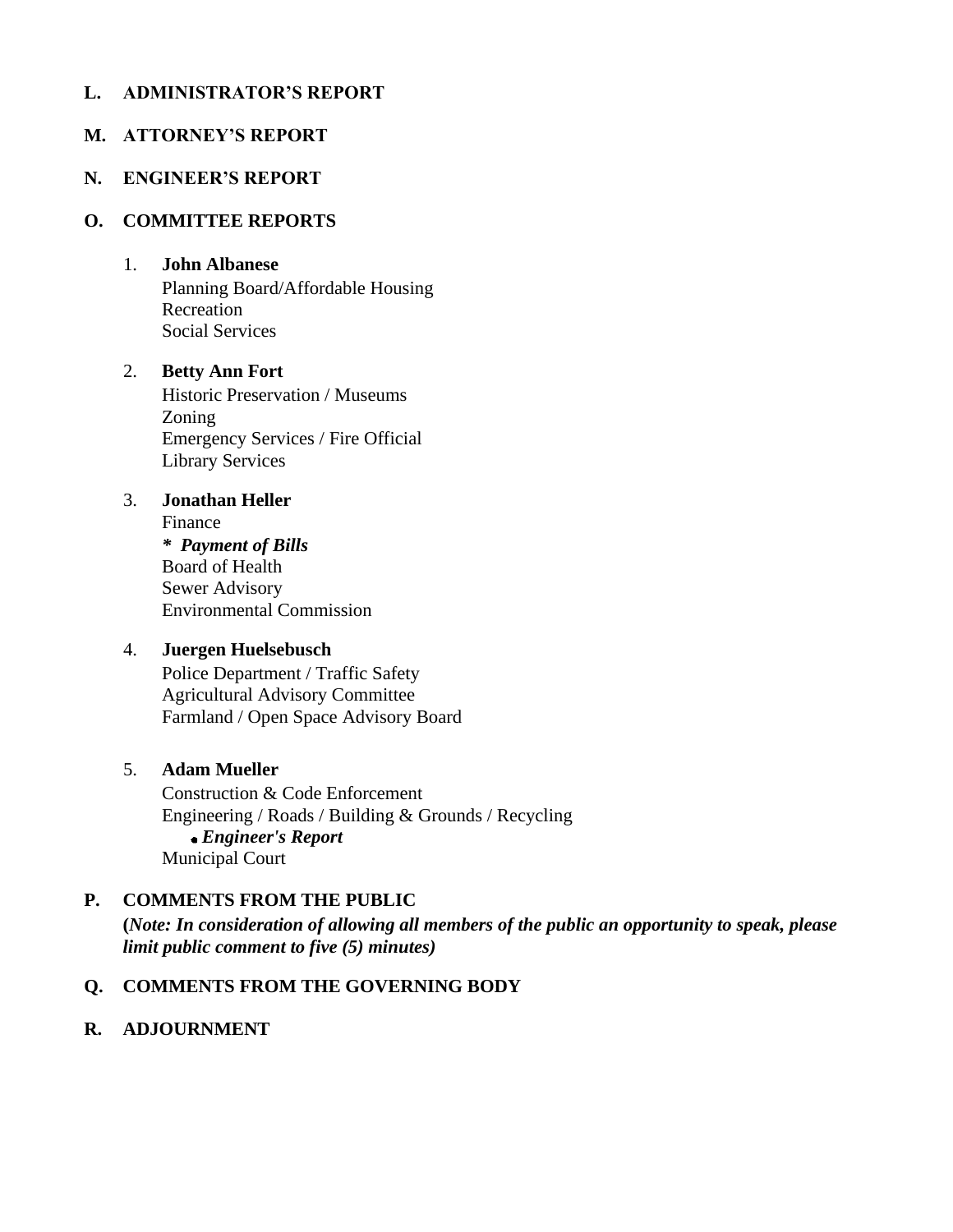**L. ADMINISTRATOR'S REPORT**

**M. ATTORNEY'S REPORT**

**N. ENGINEER'S REPORT**

**O. COMMITTEE REPORTS**

1. **John Albanese**
   Planning Board/Affordable Housing
   Recreation
   Social Services

2. **Betty Ann Fort**
   Historic Preservation / Museums
   Zoning
   Emergency Services / Fire Official
   Library Services

3. **Jonathan Heller**
   Finance
   ***\*  Payment of Bills***
   Board of Health
   Sewer Advisory
   Environmental Commission

4. **Juergen Huelsebusch**
   Police Department / Traffic Safety
   Agricultural Advisory Committee
   Farmland / Open Space Advisory Board

5. **Adam Mueller**
   Construction & Code Enforcement
   Engineering / Roads / Building & Grounds / Recycling
   - ***Engineer's Report***

   Municipal Court

**P. COMMENTS FROM THE PUBLIC**

**(*Note: In consideration of allowing all members of the public an opportunity to speak, please limit public comment to five (5) minutes*)**

**Q. COMMENTS FROM THE GOVERNING BODY**

**R. ADJOURNMENT**